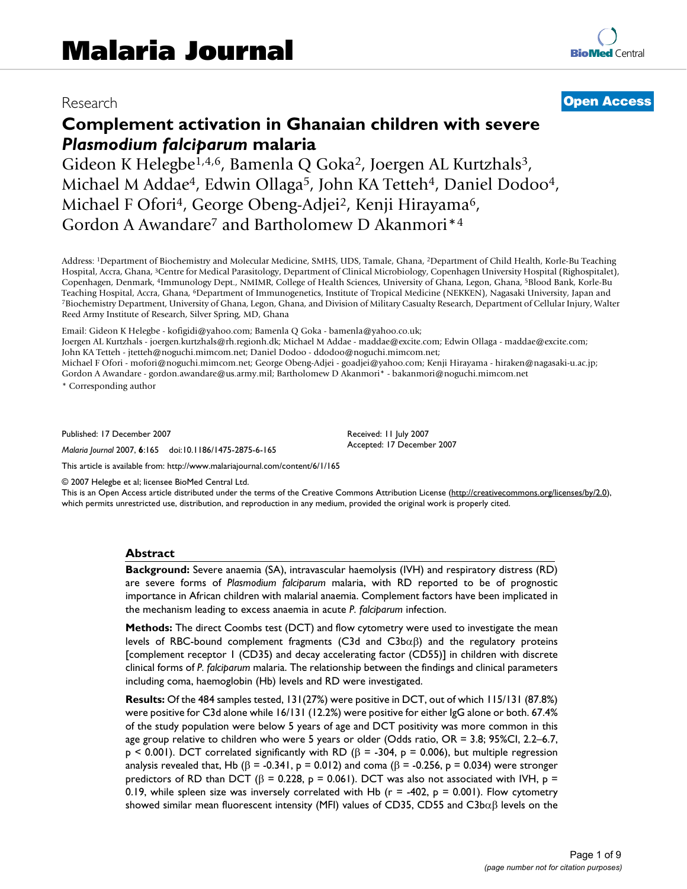# Malaria Journal

Research **Open Access**

# Complement activation in Ghanaian children with severe *Plasmodium falciparum* malaria

Gideon K Helegbe[1,4,6], Bamenla Q Goka[2], Joergen AL Kurtzhals[3], Michael M Addae[4], Edwin Ollaga[5], John KA Tetteh[4], Daniel Dodoo[4], Michael F Ofori[4], George Obeng-Adjei[2], Kenji Hirayama[6], Gordon A Awandare[7] and Bartholomew D Akanmori*[4]

Address: [1]Department of Biochemistry and Molecular Medicine, SMHS, UDS, Tamale, Ghana, [2]Department of Child Health, Korle-Bu Teaching Hospital, Accra, Ghana, [3]Centre for Medical Parasitology, Department of Clinical Microbiology, Copenhagen University Hospital (Righospitalet), Copenhagen, Denmark, [4]Immunology Dept., NMIMR, College of Health Sciences, University of Ghana, Legon, Ghana, [5]Blood Bank, Korle-Bu Teaching Hospital, Accra, Ghana, [6]Department of Immunogenetics, Institute of Tropical Medicine (NEKKEN), Nagasaki University, Japan and [7]Biochemistry Department, University of Ghana, Legon, Ghana, and Division of Military Casualty Research, Department of Cellular Injury, Walter Reed Army Institute of Research, Silver Spring, MD, Ghana

Email: Gideon K Helegbe - kofigidi@yahoo.com; Bamenla Q Goka - bamenla@yahoo.co.uk;
Joergen AL Kurtzhals - joergen.kurtzhals@rh.regionh.dk; Michael M Addae - maddae@excite.com; Edwin Ollaga - maddae@excite.com;
John KA Tetteh - jtetteh@noguchi.mimcom.net; Daniel Dodoo - ddodoo@noguchi.mimcom.net;
Michael F Ofori - mofori@noguchi.mimcom.net; George Obeng-Adjei - goadjei@yahoo.com; Kenji Hirayama - hiraken@nagasaki-u.ac.jp;
Gordon A Awandare - gordon.awandare@us.army.mil; Bartholomew D Akanmori* - bakanmori@noguchi.mimcom.net

\* Corresponding author

Published: 17 December 2007

*Malaria Journal* 2007, **6**:165 doi:10.1186/1475-2875-6-165

Received: 11 July 2007
Accepted: 17 December 2007

This article is available from: http://www.malariajournal.com/content/6/1/165

© 2007 Helegbe et al; licensee BioMed Central Ltd.
This is an Open Access article distributed under the terms of the Creative Commons Attribution License (http://creativecommons.org/licenses/by/2.0), which permits unrestricted use, distribution, and reproduction in any medium, provided the original work is properly cited.

## Abstract

**Background:** Severe anaemia (SA), intravascular haemolysis (IVH) and respiratory distress (RD) are severe forms of *Plasmodium falciparum* malaria, with RD reported to be of prognostic importance in African children with malarial anaemia. Complement factors have been implicated in the mechanism leading to excess anaemia in acute *P. falciparum* infection.

**Methods:** The direct Coombs test (DCT) and flow cytometry were used to investigate the mean levels of RBC-bound complement fragments (C3d and C3bαβ) and the regulatory proteins [complement receptor 1 (CD35) and decay accelerating factor (CD55)] in children with discrete clinical forms of *P. falciparum* malaria. The relationship between the findings and clinical parameters including coma, haemoglobin (Hb) levels and RD were investigated.

**Results:** Of the 484 samples tested, 131(27%) were positive in DCT, out of which 115/131 (87.8%) were positive for C3d alone while 16/131 (12.2%) were positive for either IgG alone or both. 67.4% of the study population were below 5 years of age and DCT positivity was more common in this age group relative to children who were 5 years or older (Odds ratio, OR = 3.8; 95%CI, 2.2–6.7, $p < 0.001$). DCT correlated significantly with RD ($\beta$ = -304, $p = 0.006$), but multiple regression analysis revealed that, Hb ($\beta$ = -0.341, $p = 0.012$) and coma ($\beta$ = -0.256, $p = 0.034$) were stronger predictors of RD than DCT ($\beta$ = 0.228, $p = 0.061$). DCT was also not associated with IVH, $p$ = 0.19, while spleen size was inversely correlated with Hb ($r$ = -402, $p = 0.001$). Flow cytometry showed similar mean fluorescent intensity (MFI) values of CD35, CD55 and C3bαβ levels on the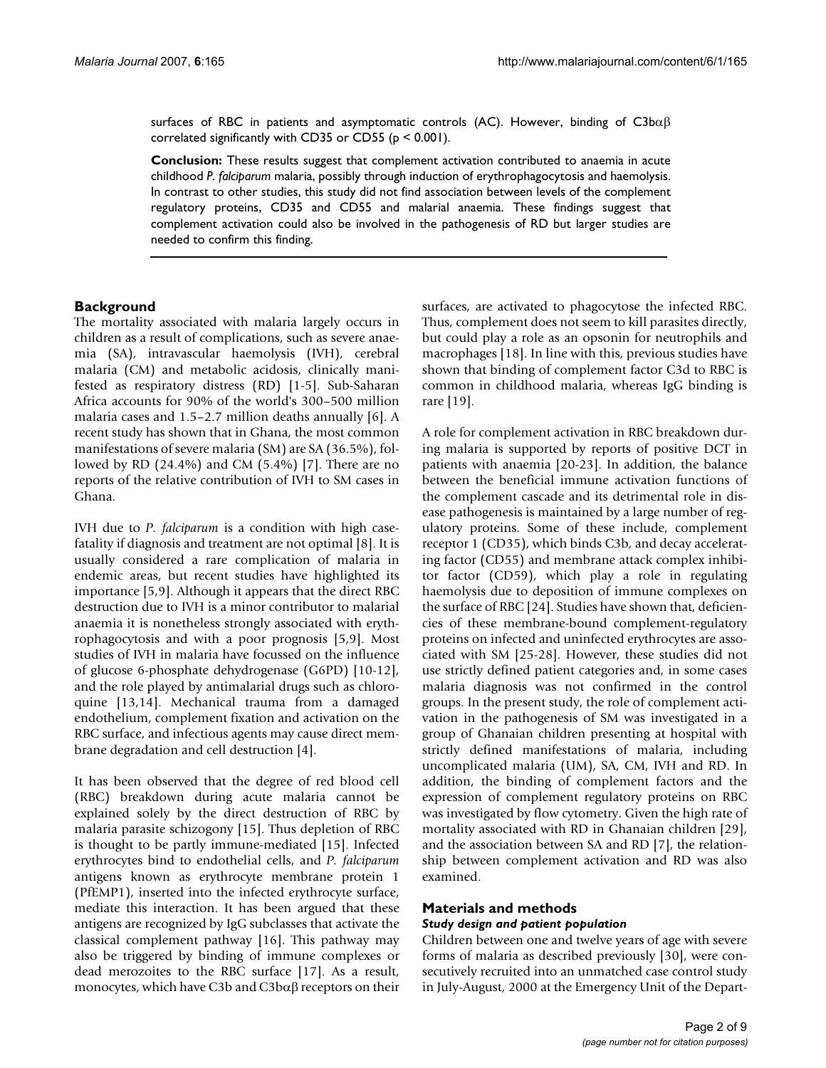surfaces of RBC in patients and asymptomatic controls (AC). However, binding of C3bαβ correlated significantly with CD35 or CD55 ($p < 0.001$).

**Conclusion:** These results suggest that complement activation contributed to anaemia in acute childhood *P. falciparum* malaria, possibly through induction of erythrophagocytosis and haemolysis. In contrast to other studies, this study did not find association between levels of the complement regulatory proteins, CD35 and CD55 and malarial anaemia. These findings suggest that complement activation could also be involved in the pathogenesis of RD but larger studies are needed to confirm this finding.

## Background

The mortality associated with malaria largely occurs in children as a result of complications, such as severe anaemia (SA), intravascular haemolysis (IVH), cerebral malaria (CM) and metabolic acidosis, clinically manifested as respiratory distress (RD) [1-5]. Sub-Saharan Africa accounts for 90% of the world's 300–500 million malaria cases and 1.5–2.7 million deaths annually [6]. A recent study has shown that in Ghana, the most common manifestations of severe malaria (SM) are SA (36.5%), followed by RD (24.4%) and CM (5.4%) [7]. There are no reports of the relative contribution of IVH to SM cases in Ghana.

IVH due to *P. falciparum* is a condition with high case-fatality if diagnosis and treatment are not optimal [8]. It is usually considered a rare complication of malaria in endemic areas, but recent studies have highlighted its importance [5,9]. Although it appears that the direct RBC destruction due to IVH is a minor contributor to malarial anaemia it is nonetheless strongly associated with erythrophagocytosis and with a poor prognosis [5,9]. Most studies of IVH in malaria have focussed on the influence of glucose 6-phosphate dehydrogenase (G6PD) [10-12], and the role played by antimalarial drugs such as chloroquine [13,14]. Mechanical trauma from a damaged endothelium, complement fixation and activation on the RBC surface, and infectious agents may cause direct membrane degradation and cell destruction [4].

It has been observed that the degree of red blood cell (RBC) breakdown during acute malaria cannot be explained solely by the direct destruction of RBC by malaria parasite schizogony [15]. Thus depletion of RBC is thought to be partly immune-mediated [15]. Infected erythrocytes bind to endothelial cells, and *P. falciparum* antigens known as erythrocyte membrane protein 1 (PfEMP1), inserted into the infected erythrocyte surface, mediate this interaction. It has been argued that these antigens are recognized by IgG subclasses that activate the classical complement pathway [16]. This pathway may also be triggered by binding of immune complexes or dead merozoites to the RBC surface [17]. As a result, monocytes, which have C3b and C3bαβ receptors on their surfaces, are activated to phagocytose the infected RBC. Thus, complement does not seem to kill parasites directly, but could play a role as an opsonin for neutrophils and macrophages [18]. In line with this, previous studies have shown that binding of complement factor C3d to RBC is common in childhood malaria, whereas IgG binding is rare [19].

A role for complement activation in RBC breakdown during malaria is supported by reports of positive DCT in patients with anaemia [20-23]. In addition, the balance between the beneficial immune activation functions of the complement cascade and its detrimental role in disease pathogenesis is maintained by a large number of regulatory proteins. Some of these include, complement receptor 1 (CD35), which binds C3b, and decay accelerating factor (CD55) and membrane attack complex inhibitor factor (CD59), which play a role in regulating haemolysis due to deposition of immune complexes on the surface of RBC [24]. Studies have shown that, deficiencies of these membrane-bound complement-regulatory proteins on infected and uninfected erythrocytes are associated with SM [25-28]. However, these studies did not use strictly defined patient categories and, in some cases malaria diagnosis was not confirmed in the control groups. In the present study, the role of complement activation in the pathogenesis of SM was investigated in a group of Ghanaian children presenting at hospital with strictly defined manifestations of malaria, including uncomplicated malaria (UM), SA, CM, IVH and RD. In addition, the binding of complement factors and the expression of complement regulatory proteins on RBC was investigated by flow cytometry. Given the high rate of mortality associated with RD in Ghanaian children [29], and the association between SA and RD [7], the relationship between complement activation and RD was also examined.

## Materials and methods

### Study design and patient population

Children between one and twelve years of age with severe forms of malaria as described previously [30], were consecutively recruited into an unmatched case control study in July-August, 2000 at the Emergency Unit of the Depart-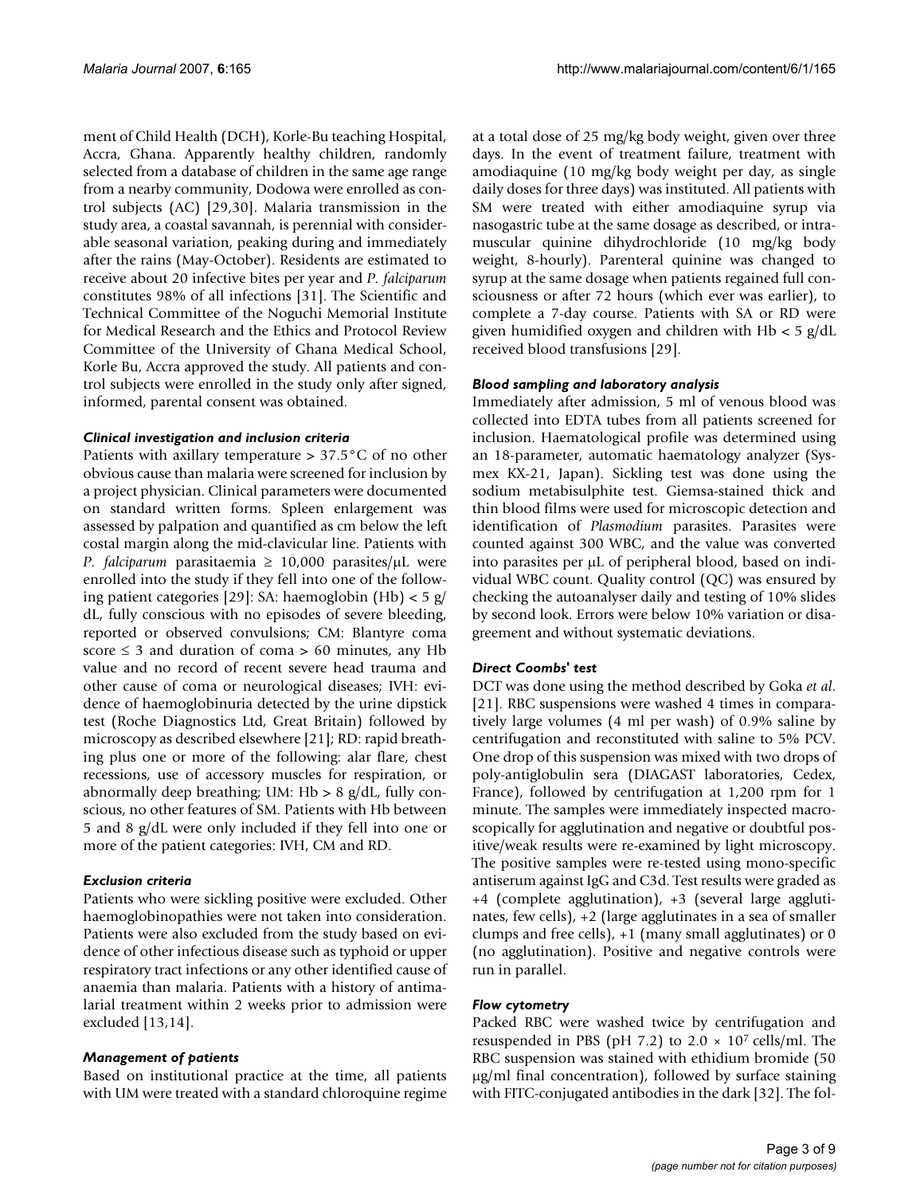ment of Child Health (DCH), Korle-Bu teaching Hospital, Accra, Ghana. Apparently healthy children, randomly selected from a database of children in the same age range from a nearby community, Dodowa were enrolled as control subjects (AC) [29,30]. Malaria transmission in the study area, a coastal savannah, is perennial with considerable seasonal variation, peaking during and immediately after the rains (May-October). Residents are estimated to receive about 20 infective bites per year and *P. falciparum* constitutes 98% of all infections [31]. The Scientific and Technical Committee of the Noguchi Memorial Institute for Medical Research and the Ethics and Protocol Review Committee of the University of Ghana Medical School, Korle Bu, Accra approved the study. All patients and control subjects were enrolled in the study only after signed, informed, parental consent was obtained.

### *Clinical investigation and inclusion criteria*

Patients with axillary temperature > 37.5°C of no other obvious cause than malaria were screened for inclusion by a project physician. Clinical parameters were documented on standard written forms. Spleen enlargement was assessed by palpation and quantified as cm below the left costal margin along the mid-clavicular line. Patients with *P. falciparum* parasitaemia ≥ 10,000 parasites/μL were enrolled into the study if they fell into one of the following patient categories [29]: SA: haemoglobin (Hb) < 5 g/dL, fully conscious with no episodes of severe bleeding, reported or observed convulsions; CM: Blantyre coma score ≤ 3 and duration of coma > 60 minutes, any Hb value and no record of recent severe head trauma and other cause of coma or neurological diseases; IVH: evidence of haemoglobinuria detected by the urine dipstick test (Roche Diagnostics Ltd, Great Britain) followed by microscopy as described elsewhere [21]; RD: rapid breathing plus one or more of the following: alar flare, chest recessions, use of accessory muscles for respiration, or abnormally deep breathing; UM: Hb > 8 g/dL, fully conscious, no other features of SM. Patients with Hb between 5 and 8 g/dL were only included if they fell into one or more of the patient categories: IVH, CM and RD.

### *Exclusion criteria*

Patients who were sickling positive were excluded. Other haemoglobinopathies were not taken into consideration. Patients were also excluded from the study based on evidence of other infectious disease such as typhoid or upper respiratory tract infections or any other identified cause of anaemia than malaria. Patients with a history of antimalarial treatment within 2 weeks prior to admission were excluded [13,14].

### *Management of patients*

Based on institutional practice at the time, all patients with UM were treated with a standard chloroquine regime at a total dose of 25 mg/kg body weight, given over three days. In the event of treatment failure, treatment with amodiaquine (10 mg/kg body weight per day, as single daily doses for three days) was instituted. All patients with SM were treated with either amodiaquine syrup via nasogastric tube at the same dosage as described, or intramuscular quinine dihydrochloride (10 mg/kg body weight, 8-hourly). Parenteral quinine was changed to syrup at the same dosage when patients regained full consciousness or after 72 hours (which ever was earlier), to complete a 7-day course. Patients with SA or RD were given humidified oxygen and children with Hb < 5 g/dL received blood transfusions [29].

### *Blood sampling and laboratory analysis*

Immediately after admission, 5 ml of venous blood was collected into EDTA tubes from all patients screened for inclusion. Haematological profile was determined using an 18-parameter, automatic haematology analyzer (Sysmex KX-21, Japan). Sickling test was done using the sodium metabisulphite test. Giemsa-stained thick and thin blood films were used for microscopic detection and identification of *Plasmodium* parasites. Parasites were counted against 300 WBC, and the value was converted into parasites per μL of peripheral blood, based on individual WBC count. Quality control (QC) was ensured by checking the autoanalyser daily and testing of 10% slides by second look. Errors were below 10% variation or disagreement and without systematic deviations.

### *Direct Coombs' test*

DCT was done using the method described by Goka *et al*. [21]. RBC suspensions were washed 4 times in comparatively large volumes (4 ml per wash) of 0.9% saline by centrifugation and reconstituted with saline to 5% PCV. One drop of this suspension was mixed with two drops of poly-antiglobulin sera (DIAGAST laboratories, Cedex, France), followed by centrifugation at 1,200 rpm for 1 minute. The samples were immediately inspected macroscopically for agglutination and negative or doubtful positive/weak results were re-examined by light microscopy. The positive samples were re-tested using mono-specific antiserum against IgG and C3d. Test results were graded as +4 (complete agglutination), +3 (several large agglutinates, few cells), +2 (large agglutinates in a sea of smaller clumps and free cells), +1 (many small agglutinates) or 0 (no agglutination). Positive and negative controls were run in parallel.

### *Flow cytometry*

Packed RBC were washed twice by centrifugation and resuspended in PBS (pH 7.2) to $2.0 \times 10^7$ cells/ml. The RBC suspension was stained with ethidium bromide (50 μg/ml final concentration), followed by surface staining with FITC-conjugated antibodies in the dark [32]. The fol-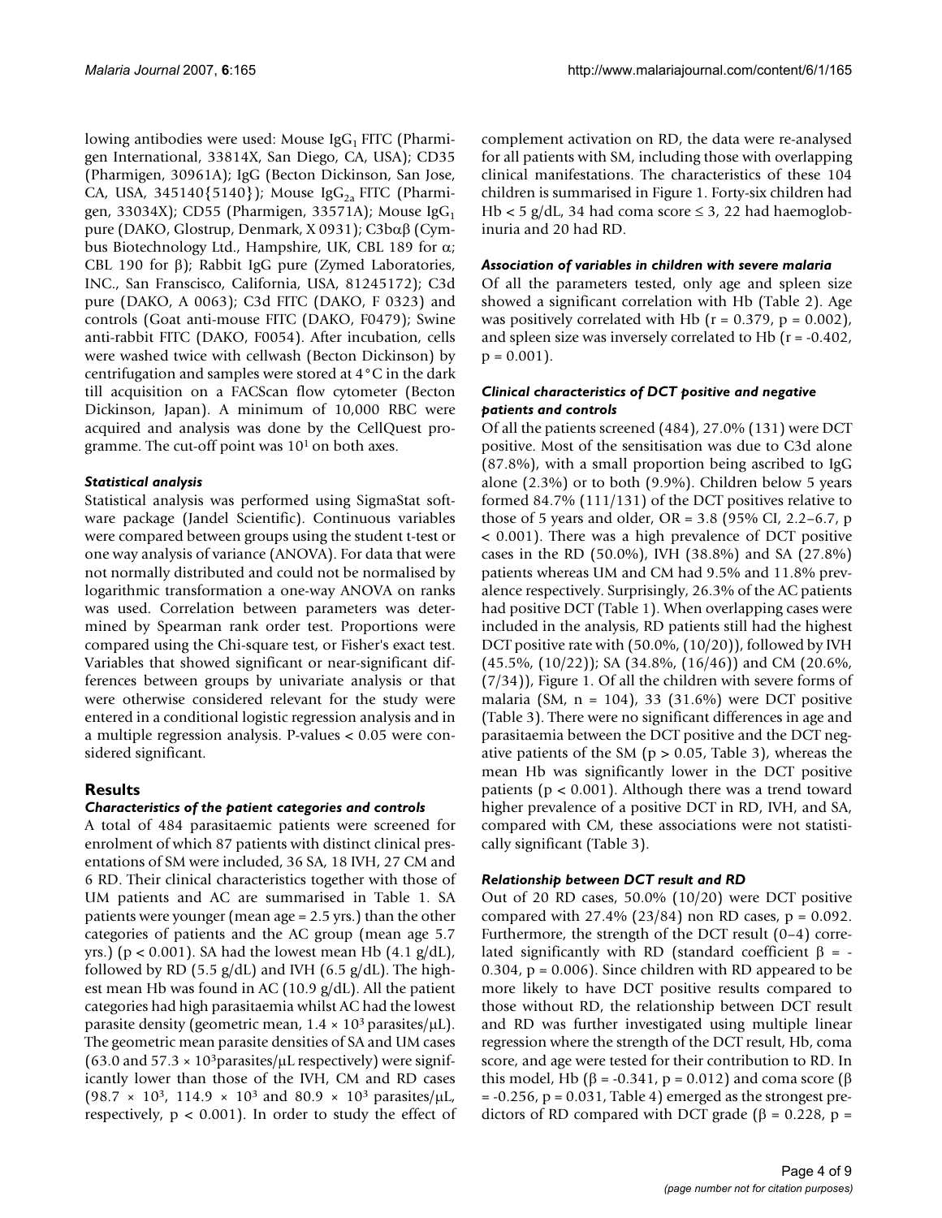lowing antibodies were used: Mouse $IgG_1$ FITC (Pharmigen International, 33814X, San Diego, CA, USA); CD35 (Pharmigen, 30961A); IgG (Becton Dickinson, San Jose, CA, USA, 345140{5140}); Mouse $IgG_{2a}$ FITC (Pharmigen, 33034X); CD55 (Pharmigen, 33571A); Mouse $IgG_1$ pure (DAKO, Glostrup, Denmark, X 0931); C3bαβ (Cymbus Biotechnology Ltd., Hampshire, UK, CBL 189 for α; CBL 190 for β); Rabbit IgG pure (Zymed Laboratories, INC., San Franscisco, California, USA, 81245172); C3d pure (DAKO, A 0063); C3d FITC (DAKO, F 0323) and controls (Goat anti-mouse FITC (DAKO, F0479); Swine anti-rabbit FITC (DAKO, F0054). After incubation, cells were washed twice with cellwash (Becton Dickinson) by centrifugation and samples were stored at 4°C in the dark till acquisition on a FACScan flow cytometer (Becton Dickinson, Japan). A minimum of 10,000 RBC were acquired and analysis was done by the CellQuest programme. The cut-off point was $10^1$ on both axes.

### *Statistical analysis*

Statistical analysis was performed using SigmaStat software package (Jandel Scientific). Continuous variables were compared between groups using the student t-test or one way analysis of variance (ANOVA). For data that were not normally distributed and could not be normalised by logarithmic transformation a one-way ANOVA on ranks was used. Correlation between parameters was determined by Spearman rank order test. Proportions were compared using the Chi-square test, or Fisher's exact test. Variables that showed significant or near-significant differences between groups by univariate analysis or that were otherwise considered relevant for the study were entered in a conditional logistic regression analysis and in a multiple regression analysis. P-values < 0.05 were considered significant.

## Results

### *Characteristics of the patient categories and controls*

A total of 484 parasitaemic patients were screened for enrolment of which 87 patients with distinct clinical presentations of SM were included, 36 SA, 18 IVH, 27 CM and 6 RD. Their clinical characteristics together with those of UM patients and AC are summarised in Table 1. SA patients were younger (mean age = 2.5 yrs.) than the other categories of patients and the AC group (mean age 5.7 yrs.) ($p < 0.001$). SA had the lowest mean Hb (4.1 g/dL), followed by RD (5.5 g/dL) and IVH (6.5 g/dL). The highest mean Hb was found in AC (10.9 g/dL). All the patient categories had high parasitaemia whilst AC had the lowest parasite density (geometric mean, $1.4 \times 10^3$ parasites/μL). The geometric mean parasite densities of SA and UM cases (63.0 and $57.3 \times 10^3$parasites/μL respectively) were significantly lower than those of the IVH, CM and RD cases ($98.7 \times 10^3$, $114.9 \times 10^3$ and $80.9 \times 10^3$ parasites/μL, respectively, $p < 0.001$). In order to study the effect of complement activation on RD, the data were re-analysed for all patients with SM, including those with overlapping clinical manifestations. The characteristics of these 104 children is summarised in Figure 1. Forty-six children had Hb < 5 g/dL, 34 had coma score ≤ 3, 22 had haemoglobinuria and 20 had RD.

### *Association of variables in children with severe malaria*

Of all the parameters tested, only age and spleen size showed a significant correlation with Hb (Table 2). Age was positively correlated with Hb ($r = 0.379$, $p = 0.002$), and spleen size was inversely correlated to Hb ($r = -0.402$, $p = 0.001$).

### *Clinical characteristics of DCT positive and negative patients and controls*

Of all the patients screened (484), 27.0% (131) were DCT positive. Most of the sensitisation was due to C3d alone (87.8%), with a small proportion being ascribed to IgG alone (2.3%) or to both (9.9%). Children below 5 years formed 84.7% (111/131) of the DCT positives relative to those of 5 years and older, OR = 3.8 (95% CI, 2.2–6.7, $p < 0.001$). There was a high prevalence of DCT positive cases in the RD (50.0%), IVH (38.8%) and SA (27.8%) patients whereas UM and CM had 9.5% and 11.8% prevalence respectively. Surprisingly, 26.3% of the AC patients had positive DCT (Table 1). When overlapping cases were included in the analysis, RD patients still had the highest DCT positive rate with (50.0%, (10/20)), followed by IVH (45.5%, (10/22)); SA (34.8%, (16/46)) and CM (20.6%, (7/34)), Figure 1. Of all the children with severe forms of malaria (SM, n = 104), 33 (31.6%) were DCT positive (Table 3). There were no significant differences in age and parasitaemia between the DCT positive and the DCT negative patients of the SM ($p > 0.05$, Table 3), whereas the mean Hb was significantly lower in the DCT positive patients ($p < 0.001$). Although there was a trend toward higher prevalence of a positive DCT in RD, IVH, and SA, compared with CM, these associations were not statistically significant (Table 3).

### *Relationship between DCT result and RD*

Out of 20 RD cases, 50.0% (10/20) were DCT positive compared with 27.4% (23/84) non RD cases, $p = 0.092$. Furthermore, the strength of the DCT result (0–4) correlated significantly with RD (standard coefficient $\beta = -0.304$, $p = 0.006$). Since children with RD appeared to be more likely to have DCT positive results compared to those without RD, the relationship between DCT result and RD was further investigated using multiple linear regression where the strength of the DCT result, Hb, coma score, and age were tested for their contribution to RD. In this model, Hb ($\beta = -0.341$, $p = 0.012$) and coma score ($\beta = -0.256$, $p = 0.031$, Table 4) emerged as the strongest predictors of RD compared with DCT grade ($\beta = 0.228$, p =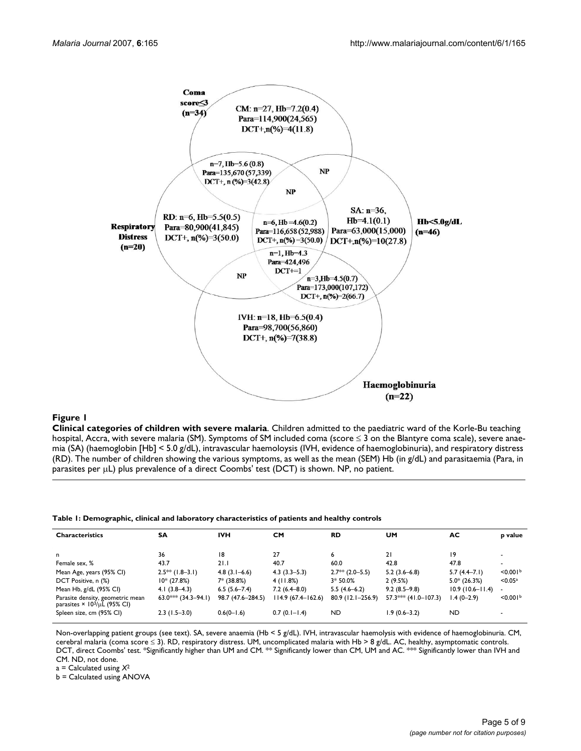**Figure 1**

**Clinical categories of children with severe malaria**. Children admitted to the paediatric ward of the Korle-Bu teaching hospital, Accra, with severe malaria (SM). Symptoms of SM included coma (score ≤ 3 on the Blantyre coma scale), severe anaemia (SA) (haemoglobin [Hb] < 5.0 g/dL), intravascular haemoloysis (IVH, evidence of haemoglobinuria), and respiratory distress (RD). The number of children showing the various symptoms, as well as the mean (SEM) Hb (in g/dL) and parasitaemia (Para, in parasites per μL) plus prevalence of a direct Coombs' test (DCT) is shown. NP, no patient.

**Table 1: Demographic, clinical and laboratory characteristics of patients and healthy controls**

| Characteristics | SA | IVH | CM | RD | UM | AC | p value |
|---|---|---|---|---|---|---|---|
| n | 36 | 18 | 27 | 6 | 21 | 19 | - |
| Female sex, % | 43.7 | 21.1 | 40.7 | 60.0 | 42.8 | 47.8 | - |
| Mean Age, years (95% CI) | 2.5** (1.8–3.1) | 4.8 (3.1–6.6) | 4.3 (3.3–5.3) | 2.7** (2.0–5.5) | 5.2 (3.6–6.8) | 5.7 (4.4–7.1) | <0.001[b] |
| DCT Positive, n (%) | 10* (27.8%) | 7* (38.8%) | 4 (11.8%) | 3* 50.0% | 2 (9.5%) | 5.0* (26.3%) | <0.05[a] |
| Mean Hb, g/dL (95% CI) | 4.1 (3.8–4.3) | 6.5 (5.6–7.4) | 7.2 (6.4–8.0) | 5.5 (4.6–6.2) | 9.2 (8.5–9.8) | 10.9 (10.6–11.4) | - |
| Parasite density, geometric mean parasites × $10^3$/μL (95% CI) | 63.0*** (34.3–94.1) | 98.7 (47.6–284.5) | 114.9 (67.4–162.6) | 80.9 (12.1–256.9) | 57.3*** (41.0–107.3) | 1.4 (0–2.9) | <0.001[b] |
| Spleen size, cm (95% CI) | 2.3 (1.5–3.0) | 0.6(0–1.6) | 0.7 (0.1–1.4) | ND | 1.9 (0.6–3.2) | ND | - |

Non-overlapping patient groups (see text). SA, severe anaemia (Hb < 5 g/dL). IVH, intravascular haemolysis with evidence of haemoglobinuria. CM, cerebral malaria (coma score ≤ 3). RD, respiratory distress. UM, uncomplicated malaria with Hb > 8 g/dL. AC, healthy, asymptomatic controls. DCT, direct Coombs' test. *Significantly higher than UM and CM. ** Significantly lower than CM, UM and AC. *** Significantly lower than IVH and CM. ND, not done.

a = Calculated using $X^2$

b = Calculated using ANOVA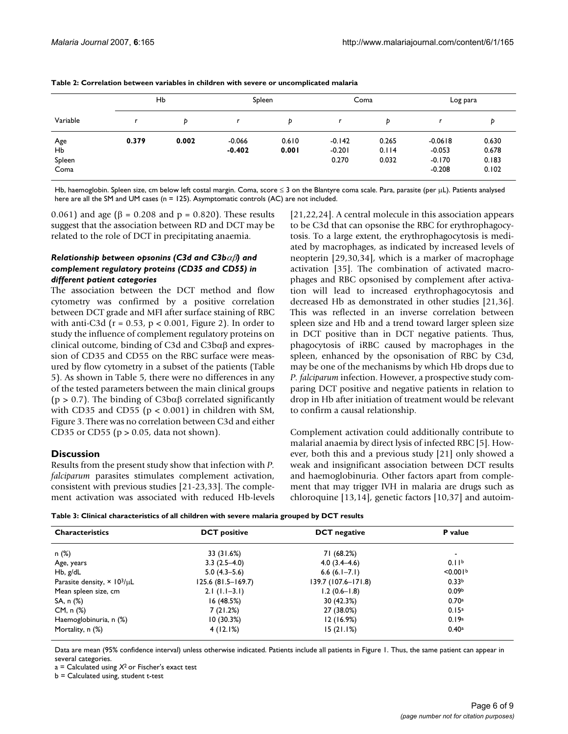**Table 2: Correlation between variables in children with severe or uncomplicated malaria**

| Variable | Hb | | Spleen | | Coma | | Log para | |
|---|---|---|---|---|---|---|---|---|
| | r | p | r | p | r | p | r | p |
| Age | **0.379** | **0.002** | -0.066 | 0.610 | -0.142 | 0.265 | -0.0618 | 0.630 |
| Hb | | | **-0.402** | **0.001** | -0.201 | 0.114 | -0.053 | 0.678 |
| Spleen | | | | | 0.270 | 0.032 | -0.170 | 0.183 |
| Coma | | | | | | | -0.208 | 0.102 |

Hb, haemoglobin. Spleen size, cm below left costal margin. Coma, score ≤ 3 on the Blantyre coma scale. Para, parasite (per μL). Patients analysed here are all the SM and UM cases (n = 125). Asymptomatic controls (AC) are not included.

0.061) and age (β = 0.208 and p = 0.820). These results suggest that the association between RD and DCT may be related to the role of DCT in precipitating anaemia.

#### *Relationship between opsonins (C3d and C3bαβ) and complement regulatory proteins (CD35 and CD55) in different patient categories*

The association between the DCT method and flow cytometry was confirmed by a positive correlation between DCT grade and MFI after surface staining of RBC with anti-C3d ($r = 0.53$, $p < 0.001$, Figure 2). In order to study the influence of complement regulatory proteins on clinical outcome, binding of C3d and C3bαβ and expression of CD35 and CD55 on the RBC surface were measured by flow cytometry in a subset of the patients (Table 5). As shown in Table 5, there were no differences in any of the tested parameters between the main clinical groups ($p > 0.7$). The binding of C3bαβ correlated significantly with CD35 and CD55 ($p < 0.001$) in children with SM, Figure 3. There was no correlation between C3d and either CD35 or CD55 ($p > 0.05$, data not shown).

## Discussion

Results from the present study show that infection with *P. falciparum* parasites stimulates complement activation, consistent with previous studies [21-23,33]. The complement activation was associated with reduced Hb-levels [21,22,24]. A central molecule in this association appears to be C3d that can opsonise the RBC for erythrophagocytosis. To a large extent, the erythrophagocytosis is mediated by macrophages, as indicated by increased levels of neopterin [29,30,34], which is a marker of macrophage activation [35]. The combination of activated macrophages and RBC opsonised by complement after activation will lead to increased erythrophagocytosis and decreased Hb as demonstrated in other studies [21,36]. This was reflected in an inverse correlation between spleen size and Hb and a trend toward larger spleen size in DCT positive than in DCT negative patients. Thus, phagocytosis of iRBC caused by macrophages in the spleen, enhanced by the opsonisation of RBC by C3d, may be one of the mechanisms by which Hb drops due to *P. falciparum* infection. However, a prospective study comparing DCT positive and negative patients in relation to drop in Hb after initiation of treatment would be relevant to confirm a causal relationship.

Complement activation could additionally contribute to malarial anaemia by direct lysis of infected RBC [5]. However, both this and a previous study [21] only showed a weak and insignificant association between DCT results and haemoglobinuria. Other factors apart from complement that may trigger IVH in malaria are drugs such as chloroquine [13,14], genetic factors [10,37] and autoim-

**Table 3: Clinical characteristics of all children with severe malaria grouped by DCT results**

| Characteristics | DCT positive | DCT negative | P value |
|---|---|---|---|
| n (%) | 33 (31.6%) | 71 (68.2%) | - |
| Age, years | 3.3 (2.5–4.0) | 4.0 (3.4–4.6) | 0.11[b] |
| Hb, g/dL | 5.0 (4.3–5.6) | 6.6 (6.1–7.1) | <0.001[b] |
| Parasite density, × $10^3$/μL | 125.6 (81.5–169.7) | 139.7 (107.6–171.8) | 0.33[b] |
| Mean spleen size, cm | 2.1 (1.1–3.1) | 1.2 (0.6–1.8) | 0.09[b] |
| SA, n (%) | 16 (48.5%) | 30 (42.3%) | 0.70[a] |
| CM, n (%) | 7 (21.2%) | 27 (38.0%) | 0.15[a] |
| Haemoglobinuria, n (%) | 10 (30.3%) | 12 (16.9%) | 0.19[a] |
| Mortality, n (%) | 4 (12.1%) | 15 (21.1%) | 0.40[a] |

Data are mean (95% confidence interval) unless otherwise indicated. Patients include all patients in Figure 1. Thus, the same patient can appear in several categories.

a = Calculated using $X^2$ or Fischer's exact test

b = Calculated using, student t-test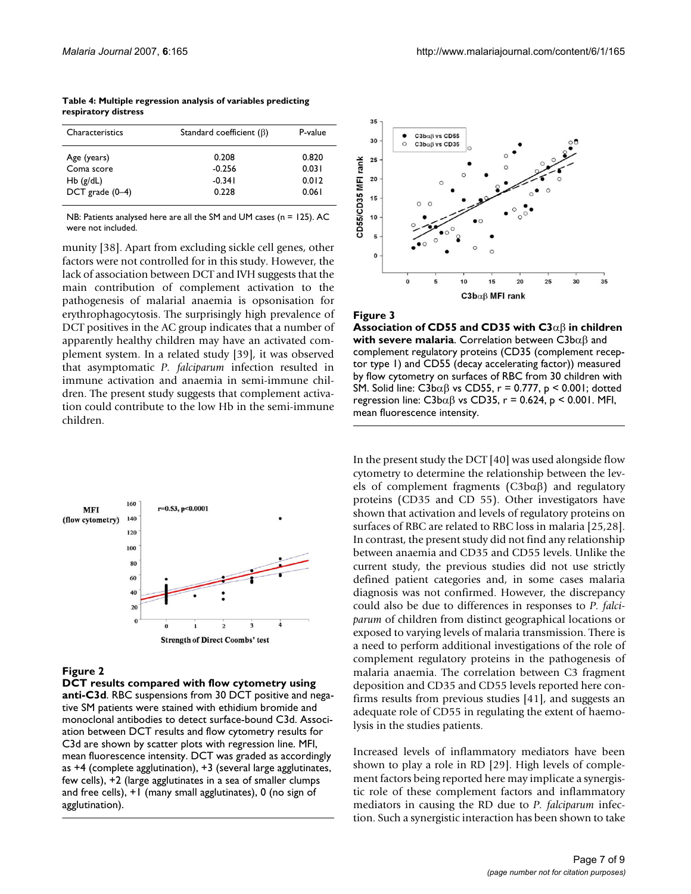**Table 4: Multiple regression analysis of variables predicting respiratory distress**

| Characteristics | Standard coefficient (β) | P-value |
|---|---|---|
| Age (years) | 0.208 | 0.820 |
| Coma score | -0.256 | 0.031 |
| Hb (g/dL) | -0.341 | 0.012 |
| DCT grade (0–4) | 0.228 | 0.061 |

NB: Patients analysed here are all the SM and UM cases (n = 125). AC were not included.

munity [38]. Apart from excluding sickle cell genes, other factors were not controlled for in this study. However, the lack of association between DCT and IVH suggests that the main contribution of complement activation to the pathogenesis of malarial anaemia is opsonisation for erythrophagocytosis. The surprisingly high prevalence of DCT positives in the AC group indicates that a number of apparently healthy children may have an activated complement system. In a related study [39], it was observed that asymptomatic *P. falciparum* infection resulted in immune activation and anaemia in semi-immune children. The present study suggests that complement activation could contribute to the low Hb in the semi-immune children.

**Figure 2**

**DCT results compared with flow cytometry using anti-C3d**. RBC suspensions from 30 DCT positive and negative SM patients were stained with ethidium bromide and monoclonal antibodies to detect surface-bound C3d. Association between DCT results and flow cytometry results for C3d are shown by scatter plots with regression line. MFI, mean fluorescence intensity. DCT was graded as accordingly as +4 (complete agglutination), +3 (several large agglutinates, few cells), +2 (large agglutinates in a sea of smaller clumps and free cells), +1 (many small agglutinates), 0 (no sign of agglutination).

**Figure 3**

**Association of CD55 and CD35 with C3αβ in children with severe malaria**. Correlation between C3bαβ and complement regulatory proteins (CD35 (complement receptor type 1) and CD55 (decay accelerating factor)) measured by flow cytometry on surfaces of RBC from 30 children with SM. Solid line: C3bαβ vs CD55, $r = 0.777$, $p < 0.001$; dotted regression line: C3bαβ vs CD35, $r = 0.624$, $p < 0.001$. MFI, mean fluorescence intensity.

In the present study the DCT [40] was used alongside flow cytometry to determine the relationship between the levels of complement fragments (C3bαβ) and regulatory proteins (CD35 and CD 55). Other investigators have shown that activation and levels of regulatory proteins on surfaces of RBC are related to RBC loss in malaria [25,28]. In contrast, the present study did not find any relationship between anaemia and CD35 and CD55 levels. Unlike the current study, the previous studies did not use strictly defined patient categories and, in some cases malaria diagnosis was not confirmed. However, the discrepancy could also be due to differences in responses to *P. falciparum* of children from distinct geographical locations or exposed to varying levels of malaria transmission. There is a need to perform additional investigations of the role of complement regulatory proteins in the pathogenesis of malaria anaemia. The correlation between C3 fragment deposition and CD35 and CD55 levels reported here confirms results from previous studies [41], and suggests an adequate role of CD55 in regulating the extent of haemolysis in the studies patients.

Increased levels of inflammatory mediators have been shown to play a role in RD [29]. High levels of complement factors being reported here may implicate a synergistic role of these complement factors and inflammatory mediators in causing the RD due to *P. falciparum* infection. Such a synergistic interaction has been shown to take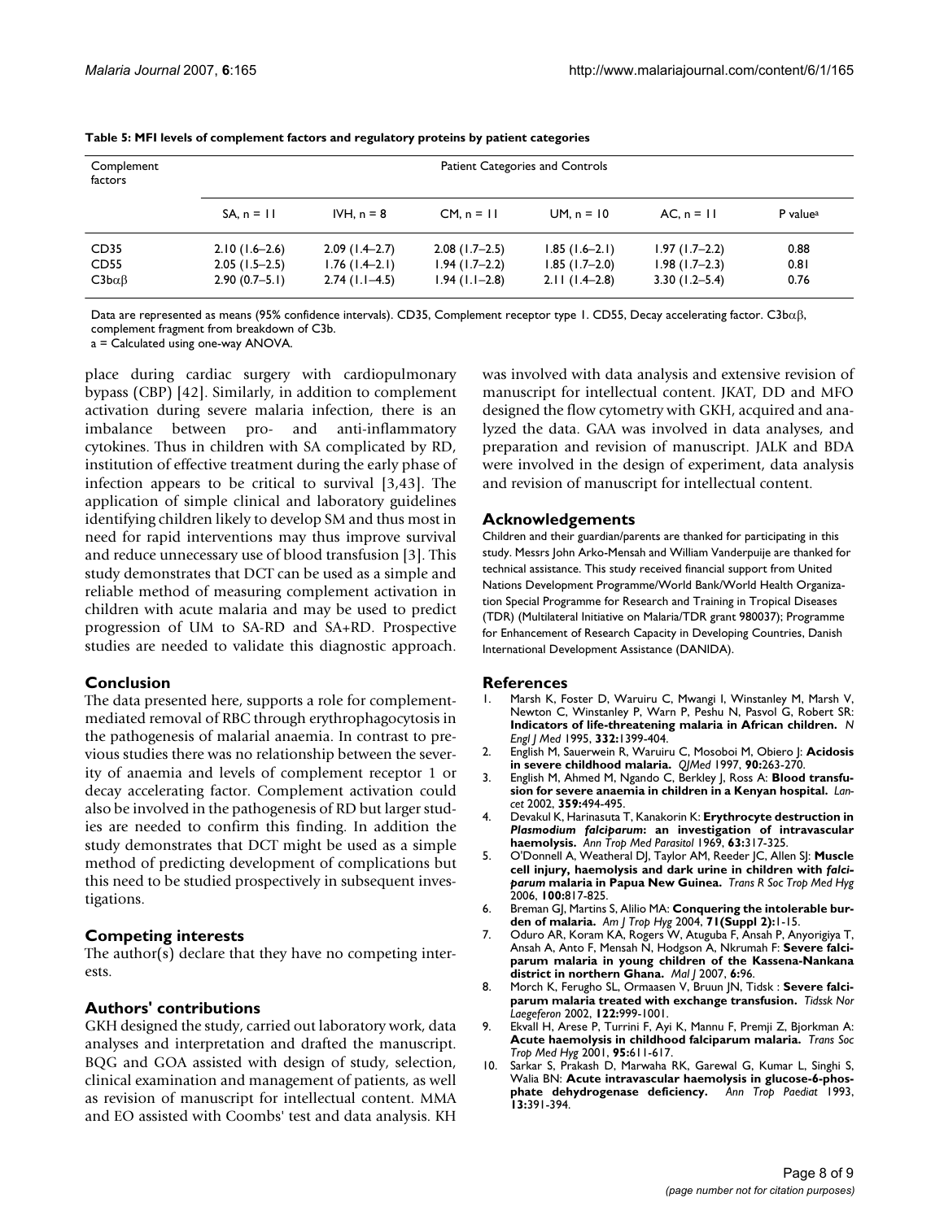**Table 5: MFI levels of complement factors and regulatory proteins by patient categories**

| Complement factors | Patient Categories and Controls | | | | | |
|---|---|---|---|---|---|---|
| | SA, n = 11 | IVH, n = 8 | CM, n = 11 | UM, n = 10 | AC, n = 11 | P value[a] |
| CD35 | 2.10 (1.6–2.6) | 2.09 (1.4–2.7) | 2.08 (1.7–2.5) | 1.85 (1.6–2.1) | 1.97 (1.7–2.2) | 0.88 |
| CD55 | 2.05 (1.5–2.5) | 1.76 (1.4–2.1) | 1.94 (1.7–2.2) | 1.85 (1.7–2.0) | 1.98 (1.7–2.3) | 0.81 |
| C3bαβ | 2.90 (0.7–5.1) | 2.74 (1.1–4.5) | 1.94 (1.1–2.8) | 2.11 (1.4–2.8) | 3.30 (1.2–5.4) | 0.76 |

Data are represented as means (95% confidence intervals). CD35, Complement receptor type 1. CD55, Decay accelerating factor. C3bαβ, complement fragment from breakdown of C3b.
a = Calculated using one-way ANOVA.

place during cardiac surgery with cardiopulmonary bypass (CBP) [42]. Similarly, in addition to complement activation during severe malaria infection, there is an imbalance between pro- and anti-inflammatory cytokines. Thus in children with SA complicated by RD, institution of effective treatment during the early phase of infection appears to be critical to survival [3,43]. The application of simple clinical and laboratory guidelines identifying children likely to develop SM and thus most in need for rapid interventions may thus improve survival and reduce unnecessary use of blood transfusion [3]. This study demonstrates that DCT can be used as a simple and reliable method of measuring complement activation in children with acute malaria and may be used to predict progression of UM to SA-RD and SA+RD. Prospective studies are needed to validate this diagnostic approach.

## Conclusion

The data presented here, supports a role for complement-mediated removal of RBC through erythrophagocytosis in the pathogenesis of malarial anaemia. In contrast to previous studies there was no relationship between the severity of anaemia and levels of complement receptor 1 or decay accelerating factor. Complement activation could also be involved in the pathogenesis of RD but larger studies are needed to confirm this finding. In addition the study demonstrates that DCT might be used as a simple method of predicting development of complications but this need to be studied prospectively in subsequent investigations.

## Competing interests

The author(s) declare that they have no competing interests.

## Authors' contributions

GKH designed the study, carried out laboratory work, data analyses and interpretation and drafted the manuscript. BQG and GOA assisted with design of study, selection, clinical examination and management of patients, as well as revision of manuscript for intellectual content. MMA and EO assisted with Coombs' test and data analysis. KH was involved with data analysis and extensive revision of manuscript for intellectual content. JKAT, DD and MFO designed the flow cytometry with GKH, acquired and analyzed the data. GAA was involved in data analyses, and preparation and revision of manuscript. JALK and BDA were involved in the design of experiment, data analysis and revision of manuscript for intellectual content.

## Acknowledgements

Children and their guardian/parents are thanked for participating in this study. Messrs John Arko-Mensah and William Vanderpuije are thanked for technical assistance. This study received financial support from United Nations Development Programme/World Bank/World Health Organization Special Programme for Research and Training in Tropical Diseases (TDR) (Multilateral Initiative on Malaria/TDR grant 980037); Programme for Enhancement of Research Capacity in Developing Countries, Danish International Development Assistance (DANIDA).

## References

1. Marsh K, Foster D, Waruiru C, Mwangi I, Winstanley M, Marsh V, Newton C, Winstanley P, Warn P, Peshu N, Pasvol G, Robert SR: **Indicators of life-threatening malaria in African children.** *N Engl J Med* 1995, **332:**1399-404.
2. English M, Sauerwein R, Waruiru C, Mosoboi M, Obiero J: **Acidosis in severe childhood malaria.** *QJMed* 1997, **90:**263-270.
3. English M, Ahmed M, Ngando C, Berkley J, Ross A: **Blood transfusion for severe anaemia in children in a Kenyan hospital.** *Lancet* 2002, **359:**494-495.
4. Devakul K, Harinasuta T, Kanakorin K: **Erythrocyte destruction in *Plasmodium falciparum*: an investigation of intravascular haemolysis.** *Ann Trop Med Parasitol* 1969, **63:**317-325.
5. O'Donnell A, Weatheral DJ, Taylor AM, Reeder JC, Allen SJ: **Muscle cell injury, haemolysis and dark urine in children with *falciparum* malaria in Papua New Guinea.** *Trans R Soc Trop Med Hyg* 2006, **100:**817-825.
6. Breman GJ, Martins S, Alilio MA: **Conquering the intolerable burden of malaria.** *Am J Trop Hyg* 2004, **71(Suppl 2):**1-15.
7. Oduro AR, Koram KA, Rogers W, Atuguba F, Ansah P, Anyorigiya T, Ansah A, Anto F, Mensah N, Hodgson A, Nkrumah F: **Severe falciparum malaria in young children of the Kassena-Nankana district in northern Ghana.** *Mal J* 2007, **6:**96.
8. Morch K, Ferugho SL, Ormaasen V, Bruun JN, Tidsk : **Severe falciparum malaria treated with exchange transfusion.** *Tidssk Nor Laegeferon* 2002, **122:**999-1001.
9. Ekvall H, Arese P, Turrini F, Ayi K, Mannu F, Premji Z, Bjorkman A: **Acute haemolysis in childhood falciparum malaria.** *Trans Soc Trop Med Hyg* 2001, **95:**611-617.
10. Sarkar S, Prakash D, Marwaha RK, Garewal G, Kumar L, Singhi S, Walia BN: **Acute intravascular haemolysis in glucose-6-phosphate dehydrogenase deficiency.** *Ann Trop Paediat* 1993, **13:**391-394.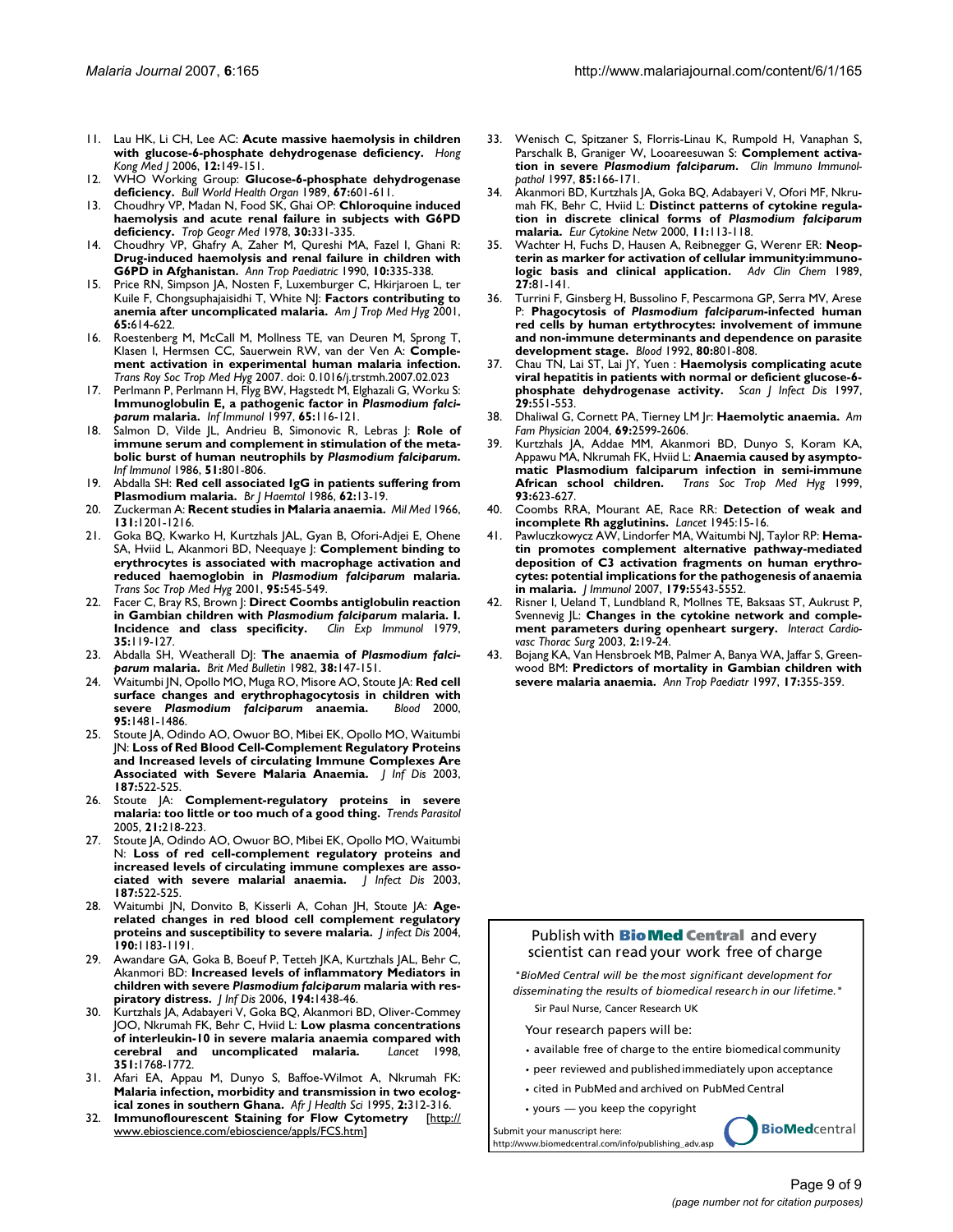11. Lau HK, Li CH, Lee AC: **Acute massive haemolysis in children with glucose-6-phosphate dehydrogenase deficiency.** *Hong Kong Med J* 2006, **12:**149-151.
12. WHO Working Group: **Glucose-6-phosphate dehydrogenase deficiency.** *Bull World Health Organ* 1989, **67:**601-611.
13. Choudhry VP, Madan N, Food SK, Ghai OP: **Chloroquine induced haemolysis and acute renal failure in subjects with G6PD deficiency.** *Trop Geogr Med* 1978, **30:**331-335.
14. Choudhry VP, Ghafry A, Zaher M, Qureshi MA, Fazel I, Ghani R: **Drug-induced haemolysis and renal failure in children with G6PD in Afghanistan.** *Ann Trop Paediatric* 1990, **10:**335-338.
15. Price RN, Simpson JA, Nosten F, Luxemburger C, Hkirjaroen L, ter Kuile F, Chongsuphajaisidhi T, White NJ: **Factors contributing to anemia after uncomplicated malaria.** *Am J Trop Med Hyg* 2001, **65:**614-622.
16. Roestenberg M, McCall M, Mollness TE, van Deuren M, Sprong T, Klasen I, Hermsen CC, Sauerwein RW, van der Ven A: **Complement activation in experimental human malaria infection.** *Trans Roy Soc Trop Med Hyg* 2007. doi: 0.1016/j.trstmh.2007.02.023
17. Perlmann P, Perlmann H, Flyg BW, Hagstedt M, Elghazali G, Worku S: **Immunoglobulin E, a pathogenic factor in *Plasmodium falciparum* malaria.** *Inf Immunol* 1997, **65:**116-121.
18. Salmon D, Vilde JL, Andrieu B, Simonovic R, Lebras J: **Role of immune serum and complement in stimulation of the metabolic burst of human neutrophils by *Plasmodium falciparum*.** *Inf Immunol* 1986, **51:**801-806.
19. Abdalla SH: **Red cell associated IgG in patients suffering from Plasmodium malaria.** *Br J Haemtol* 1986, **62:**13-19.
20. Zuckerman A: **Recent studies in Malaria anaemia.** *Mil Med* 1966, **131:**1201-1216.
21. Goka BQ, Kwarko H, Kurtzhals JAL, Gyan B, Ofori-Adjei E, Ohene SA, Hviid L, Akanmori BD, Neequaye J: **Complement binding to erythrocytes is associated with macrophage activation and reduced haemoglobin in *Plasmodium falciparum* malaria.** *Trans Soc Trop Med Hyg* 2001, **95:**545-549.
22. Facer C, Bray RS, Brown J: **Direct Coombs antiglobulin reaction in Gambian children with *Plasmodium falciparum* malaria. I. Incidence and class specificity.** *Clin Exp Immunol* 1979, **35:**119-127.
23. Abdalla SH, Weatherall DJ: **The anaemia of *Plasmodium falciparum* malaria.** *Brit Med Bulletin* 1982, **38:**147-151.
24. Waitumbi JN, Opollo MO, Muga RO, Misore AO, Stoute JA: **Red cell surface changes and erythrophagocytosis in children with severe *Plasmodium falciparum* anaemia.** *Blood* 2000, **95:**1481-1486.
25. Stoute JA, Odindo AO, Owuor BO, Mibei EK, Opollo MO, Waitumbi JN: **Loss of Red Blood Cell-Complement Regulatory Proteins and Increased levels of circulating Immune Complexes Are Associated with Severe Malaria Anaemia.** *J Inf Dis* 2003, **187:**522-525.
26. Stoute JA: **Complement-regulatory proteins in severe malaria: too little or too much of a good thing.** *Trends Parasitol* 2005, **21:**218-223.
27. Stoute JA, Odindo AO, Owuor BO, Mibei EK, Opollo MO, Waitumbi N: **Loss of red cell-complement regulatory proteins and increased levels of circulating immune complexes are associated with severe malarial anaemia.** *J Infect Dis* 2003, **187:**522-525.
28. Waitumbi JN, Donvito B, Kisserli A, Cohan JH, Stoute JA: **Age-related changes in red blood cell complement regulatory proteins and susceptibility to severe malaria.** *J infect Dis* 2004, **190:**1183-1191.
29. Awandare GA, Goka B, Boeuf P, Tetteh JKA, Kurtzhals JAL, Behr C, Akanmori BD: **Increased levels of inflammatory Mediators in children with severe *Plasmodium falciparum* malaria with respiratory distress.** *J Inf Dis* 2006, **194:**1438-46.
30. Kurtzhals JA, Adabayeri V, Goka BQ, Akanmori BD, Oliver-Commey JOO, Nkrumah FK, Behr C, Hviid L: **Low plasma concentrations of interleukin-10 in severe malaria anaemia compared with cerebral and uncomplicated malaria.** *Lancet* 1998, **351:**1768-1772.
31. Afari EA, Appau M, Dunyo S, Baffoe-Wilmot A, Nkrumah FK: **Malaria infection, morbidity and transmission in two ecological zones in southern Ghana.** *Afr J Health Sci* 1995, **2:**312-316.
32. **Immunoflourescent Staining for Flow Cytometry** [http://www.ebioscience.com/ebioscience/appls/FCS.htm]
33. Wenisch C, Spitzaner S, Florris-Linau K, Rumpold H, Vanaphan S, Parschalk B, Graniger W, Looareesuwan S: **Complement activation in severe *Plasmodium falciparum*.** *Clin Immuno Immunolpathol* 1997, **85:**166-171.
34. Akanmori BD, Kurtzhals JA, Goka BQ, Adabayeri V, Ofori MF, Nkrumah FK, Behr C, Hviid L: **Distinct patterns of cytokine regulation in discrete clinical forms of *Plasmodium falciparum* malaria.** *Eur Cytokine Netw* 2000, **11:**113-118.
35. Wachter H, Fuchs D, Hausen A, Reibnegger G, Werenr ER: **Neopterin as marker for activation of cellular immunity:immunologic basis and clinical application.** *Adv Clin Chem* 1989, **27:**81-141.
36. Turrini F, Ginsberg H, Bussolino F, Pescarmona GP, Serra MV, Arese P: **Phagocytosis of *Plasmodium falciparum*-infected human red cells by human erytrhocytes: involvement of immune and non-immune determinants and dependence on parasite development stage.** *Blood* 1992, **80:**801-808.
37. Chau TN, Lai ST, Lai JY, Yuen : **Haemolysis complicating acute viral hepatitis in patients with normal or deficient glucose-6-phosphate dehydrogenase activity.** *Scan J Infect Dis* 1997, **29:**551-553.
38. Dhaliwal G, Cornett PA, Tierney LM Jr: **Haemolytic anaemia.** *Am Fam Physician* 2004, **69:**2599-2606.
39. Kurtzhals JA, Addae MM, Akanmori BD, Dunyo S, Koram KA, Appawu MA, Nkrumah FK, Hviid L: **Anaemia caused by asymptomatic Plasmodium falciparum infection in semi-immune African school children.** *Trans Soc Trop Med Hyg* 1999, **93:**623-627.
40. Coombs RRA, Mourant AE, Race RR: **Detection of weak and incomplete Rh agglutinins.** *Lancet* 1945:15-16.
41. Pawluczkowycz AW, Lindorfer MA, Waitumbi NJ, Taylor RP: **Hematin promotes complement alternative pathway-mediated deposition of C3 activation fragments on human erythrocytes: potential implications for the pathogenesis of anaemia in malaria.** *J Immunol* 2007, **179:**5543-5552.
42. Risner I, Ueland T, Lundbland R, Mollnes TE, Baksaas ST, Aukrust P, Svennevig JL: **Changes in the cytokine network and complement parameters during openheart surgery.** *Interact Cardiovasc Thorac Surg* 2003, **2:**19-24.
43. Bojang KA, Van Hensbroek MB, Palmer A, Banya WA, Jaffar S, Greenwood BM: **Predictors of mortality in Gambian children with severe malaria anaemia.** *Ann Trop Paediatr* 1997, **17:**355-359.

Publish with **BioMed Central** and every scientist can read your work free of charge

*"BioMed Central will be the most significant development for disseminating the results of biomedical research in our lifetime."*

Sir Paul Nurse, Cancer Research UK

Your research papers will be:

- available free of charge to the entire biomedical community
- peer reviewed and published immediately upon acceptance
- cited in PubMed and archived on PubMed Central
- yours — you keep the copyright

Submit your manuscript here:
http://www.biomedcentral.com/info/publishing_adv.asp

BioMedcentral